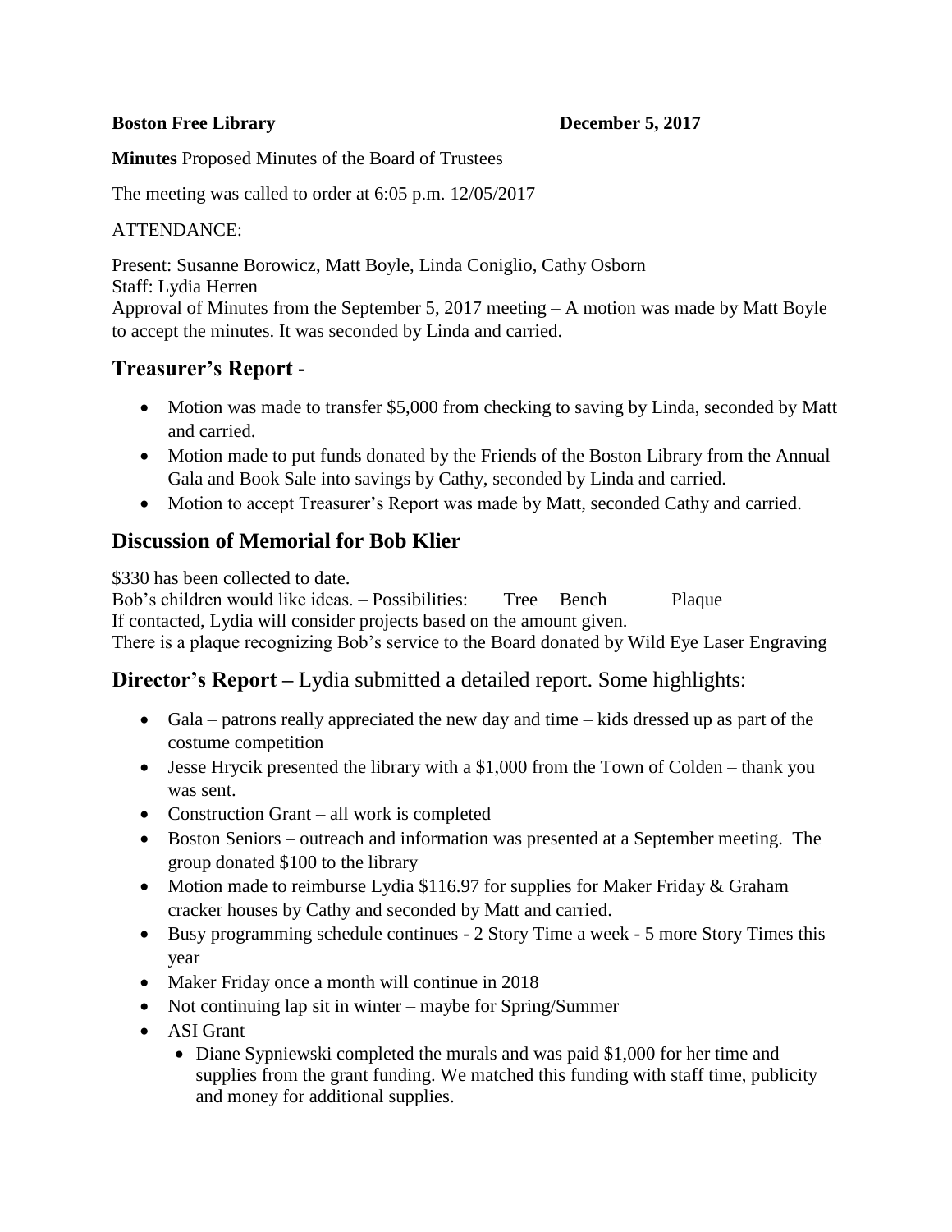**Boston Free Library** **December 5, 2017**

**Minutes** Proposed Minutes of the Board of Trustees

The meeting was called to order at 6:05 p.m. 12/05/2017

ATTENDANCE:

Present: Susanne Borowicz, Matt Boyle, Linda Coniglio, Cathy Osborn
Staff: Lydia Herren
Approval of Minutes from the September 5, 2017 meeting – A motion was made by Matt Boyle to accept the minutes. It was seconded by Linda and carried.

## Treasurer's Report -

- Motion was made to transfer $5,000 from checking to saving by Linda, seconded by Matt and carried.
- Motion made to put funds donated by the Friends of the Boston Library from the Annual Gala and Book Sale into savings by Cathy, seconded by Linda and carried.
- Motion to accept Treasurer's Report was made by Matt, seconded Cathy and carried.

## Discussion of Memorial for Bob Klier

$330 has been collected to date.
Bob's children would like ideas. – Possibilities: Tree Bench Plaque
If contacted, Lydia will consider projects based on the amount given.
There is a plaque recognizing Bob's service to the Board donated by Wild Eye Laser Engraving

## Director's Report – Lydia submitted a detailed report. Some highlights:

- Gala – patrons really appreciated the new day and time – kids dressed up as part of the costume competition
- Jesse Hrycik presented the library with a $1,000 from the Town of Colden – thank you was sent.
- Construction Grant – all work is completed
- Boston Seniors – outreach and information was presented at a September meeting. The group donated $100 to the library
- Motion made to reimburse Lydia $116.97 for supplies for Maker Friday & Graham cracker houses by Cathy and seconded by Matt and carried.
- Busy programming schedule continues - 2 Story Time a week - 5 more Story Times this year
- Maker Friday once a month will continue in 2018
- Not continuing lap sit in winter – maybe for Spring/Summer
- ASI Grant –
  - Diane Sypniewski completed the murals and was paid $1,000 for her time and supplies from the grant funding. We matched this funding with staff time, publicity and money for additional supplies.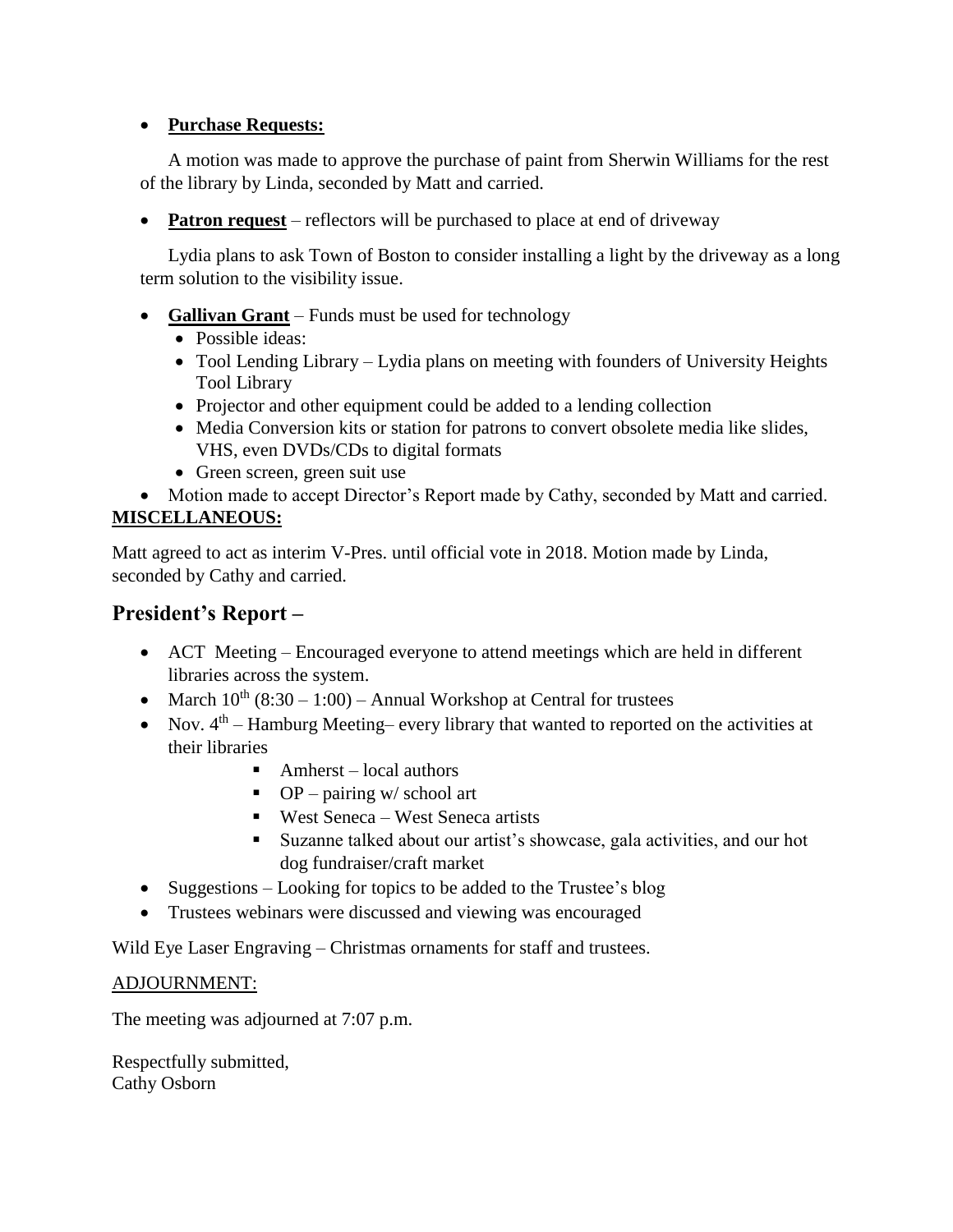- **Purchase Requests:**

  A motion was made to approve the purchase of paint from Sherwin Williams for the rest of the library by Linda, seconded by Matt and carried.

- **Patron request** – reflectors will be purchased to place at end of driveway

  Lydia plans to ask Town of Boston to consider installing a light by the driveway as a long term solution to the visibility issue.

- **Gallivan Grant** – Funds must be used for technology
  - Possible ideas:
  - Tool Lending Library – Lydia plans on meeting with founders of University Heights Tool Library
  - Projector and other equipment could be added to a lending collection
  - Media Conversion kits or station for patrons to convert obsolete media like slides, VHS, even DVDs/CDs to digital formats
  - Green screen, green suit use
- Motion made to accept Director's Report made by Cathy, seconded by Matt and carried.

**MISCELLANEOUS:**

Matt agreed to act as interim V-Pres. until official vote in 2018. Motion made by Linda, seconded by Cathy and carried.

## President's Report –

- ACT Meeting – Encouraged everyone to attend meetings which are held in different libraries across the system.
- March 10th (8:30 – 1:00) – Annual Workshop at Central for trustees
- Nov. 4th – Hamburg Meeting– every library that wanted to reported on the activities at their libraries
  - Amherst – local authors
  - OP – pairing w/ school art
  - West Seneca – West Seneca artists
  - Suzanne talked about our artist's showcase, gala activities, and our hot dog fundraiser/craft market
- Suggestions – Looking for topics to be added to the Trustee's blog
- Trustees webinars were discussed and viewing was encouraged

Wild Eye Laser Engraving – Christmas ornaments for staff and trustees.

ADJOURNMENT:

The meeting was adjourned at 7:07 p.m.

Respectfully submitted,
Cathy Osborn